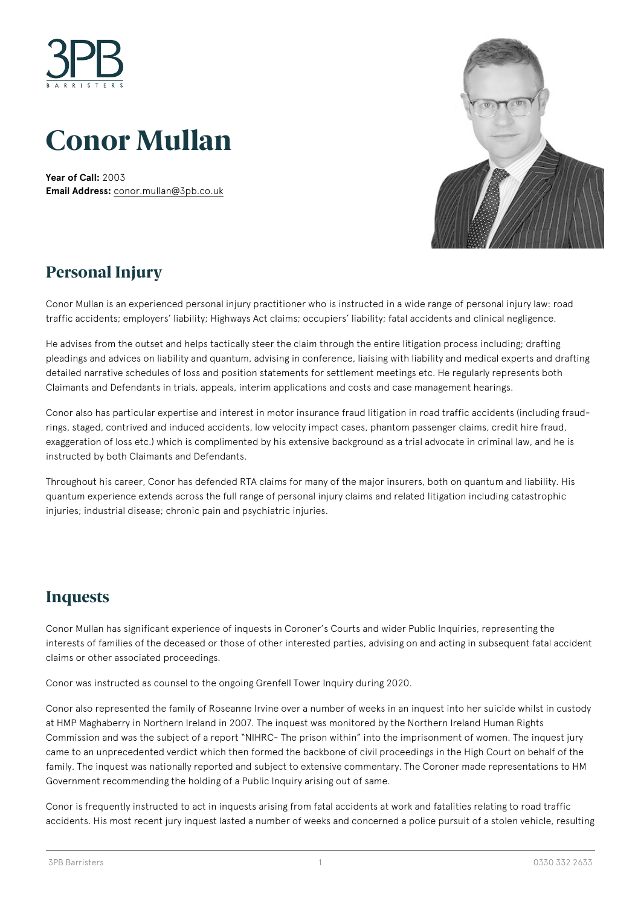# Conor Mullan

**Year of Call:** 2003
**Email Address:** conor.mullan@3pb.co.uk

## Personal Injury

Conor Mullan is an experienced personal injury practitioner who is instructed in a wide range of personal injury law: road traffic accidents; employers' liability; Highways Act claims; occupiers' liability; fatal accidents and clinical negligence.

He advises from the outset and helps tactically steer the claim through the entire litigation process including; drafting pleadings and advices on liability and quantum, advising in conference, liaising with liability and medical experts and drafting detailed narrative schedules of loss and position statements for settlement meetings etc. He regularly represents both Claimants and Defendants in trials, appeals, interim applications and costs and case management hearings.

Conor also has particular expertise and interest in motor insurance fraud litigation in road traffic accidents (including fraud-rings, staged, contrived and induced accidents, low velocity impact cases, phantom passenger claims, credit hire fraud, exaggeration of loss etc.) which is complimented by his extensive background as a trial advocate in criminal law, and he is instructed by both Claimants and Defendants.

Throughout his career, Conor has defended RTA claims for many of the major insurers, both on quantum and liability. His quantum experience extends across the full range of personal injury claims and related litigation including catastrophic injuries; industrial disease; chronic pain and psychiatric injuries.

## Inquests

Conor Mullan has significant experience of inquests in Coroner's Courts and wider Public Inquiries, representing the interests of families of the deceased or those of other interested parties, advising on and acting in subsequent fatal accident claims or other associated proceedings.

Conor was instructed as counsel to the ongoing Grenfell Tower Inquiry during 2020.

Conor also represented the family of Roseanne Irvine over a number of weeks in an inquest into her suicide whilst in custody at HMP Maghaberry in Northern Ireland in 2007. The inquest was monitored by the Northern Ireland Human Rights Commission and was the subject of a report "NIHRC- The prison within" into the imprisonment of women. The inquest jury came to an unprecedented verdict which then formed the backbone of civil proceedings in the High Court on behalf of the family. The inquest was nationally reported and subject to extensive commentary. The Coroner made representations to HM Government recommending the holding of a Public Inquiry arising out of same.

Conor is frequently instructed to act in inquests arising from fatal accidents at work and fatalities relating to road traffic accidents. His most recent jury inquest lasted a number of weeks and concerned a police pursuit of a stolen vehicle, resulting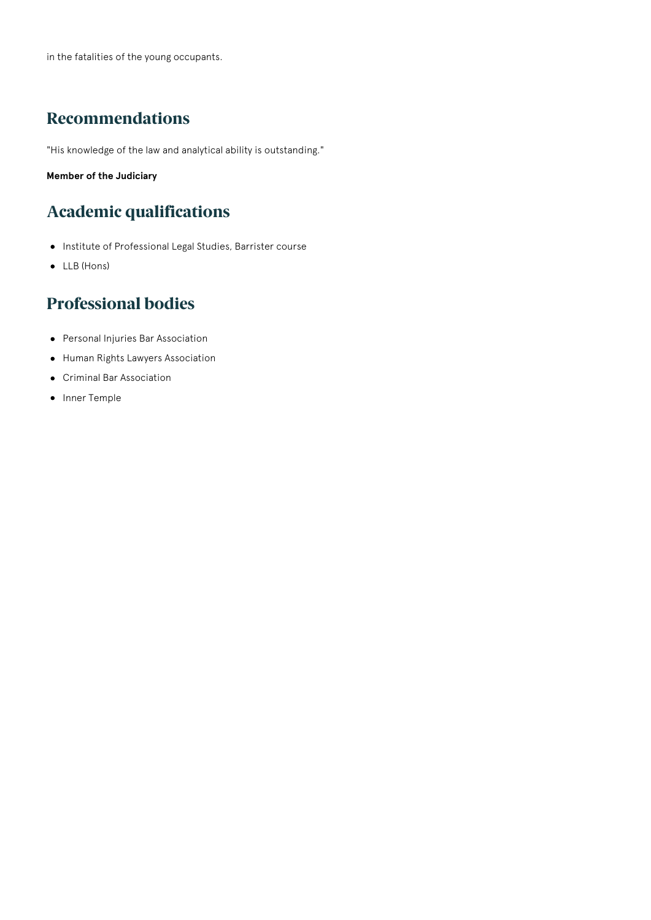in the fatalities of the young occupants.

## Recommendations

"His knowledge of the law and analytical ability is outstanding."

**Member of the Judiciary**

## Academic qualifications

- Institute of Professional Legal Studies, Barrister course
- LLB (Hons)

## Professional bodies

- Personal Injuries Bar Association
- Human Rights Lawyers Association
- Criminal Bar Association
- Inner Temple